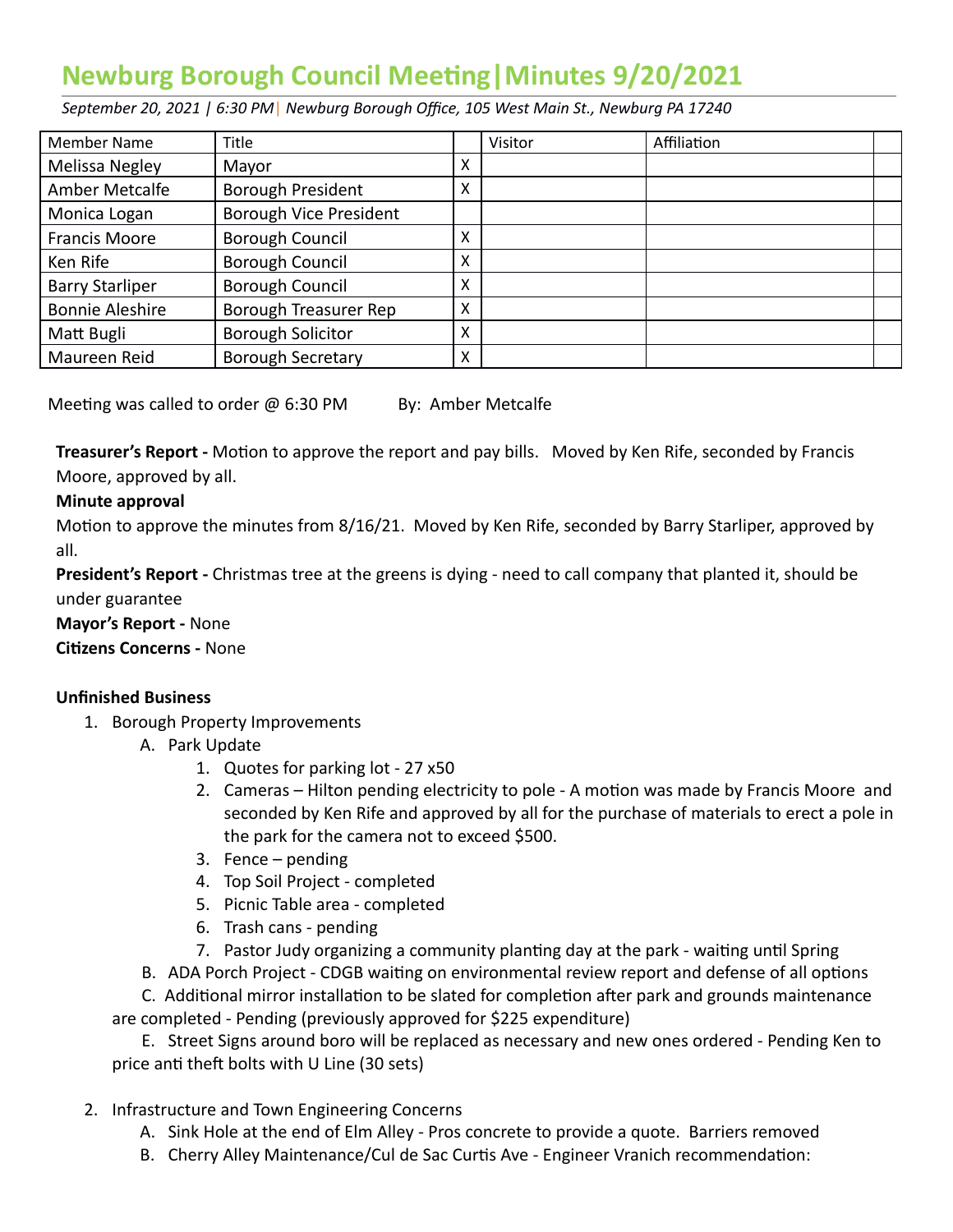# Newburg Borough Council Meeting|Minutes 9/20/2021

*September 20, 2021 | 6:30 PM| Newburg Borough Office, 105 West Main St., Newburg PA 17240*

| Member Name | Title | | Visitor | Affiliation | |
|---|---|---|---|---|---|
| Melissa Negley | Mayor | X | | | |
| Amber Metcalfe | Borough President | X | | | |
| Monica Logan | Borough Vice President | | | | |
| Francis Moore | Borough Council | X | | | |
| Ken Rife | Borough Council | X | | | |
| Barry Starliper | Borough Council | X | | | |
| Bonnie Aleshire | Borough Treasurer Rep | X | | | |
| Matt Bugli | Borough Solicitor | X | | | |
| Maureen Reid | Borough Secretary | X | | | |

Meeting was called to order @ 6:30 PM By: Amber Metcalfe

**Treasurer's Report -** Motion to approve the report and pay bills. Moved by Ken Rife, seconded by Francis Moore, approved by all.

**Minute approval**

Motion to approve the minutes from 8/16/21. Moved by Ken Rife, seconded by Barry Starliper, approved by all.

**President's Report -** Christmas tree at the greens is dying - need to call company that planted it, should be under guarantee

**Mayor's Report -** None

**Citizens Concerns -** None

**Unfinished Business**

1. Borough Property Improvements
   A. Park Update
      1. Quotes for parking lot - 27 x50
      2. Cameras – Hilton pending electricity to pole - A motion was made by Francis Moore and seconded by Ken Rife and approved by all for the purchase of materials to erect a pole in the park for the camera not to exceed $500.
      3. Fence – pending
      4. Top Soil Project - completed
      5. Picnic Table area - completed
      6. Trash cans - pending
      7. Pastor Judy organizing a community planting day at the park - waiting until Spring

   B. ADA Porch Project - CDGB waiting on environmental review report and defense of all options

   C. Additional mirror installation to be slated for completion after park and grounds maintenance are completed - Pending (previously approved for $225 expenditure)

   E. Street Signs around boro will be replaced as necessary and new ones ordered - Pending Ken to price anti theft bolts with U Line (30 sets)

2. Infrastructure and Town Engineering Concerns
   A. Sink Hole at the end of Elm Alley - Pros concrete to provide a quote. Barriers removed
   B. Cherry Alley Maintenance/Cul de Sac Curtis Ave - Engineer Vranich recommendation: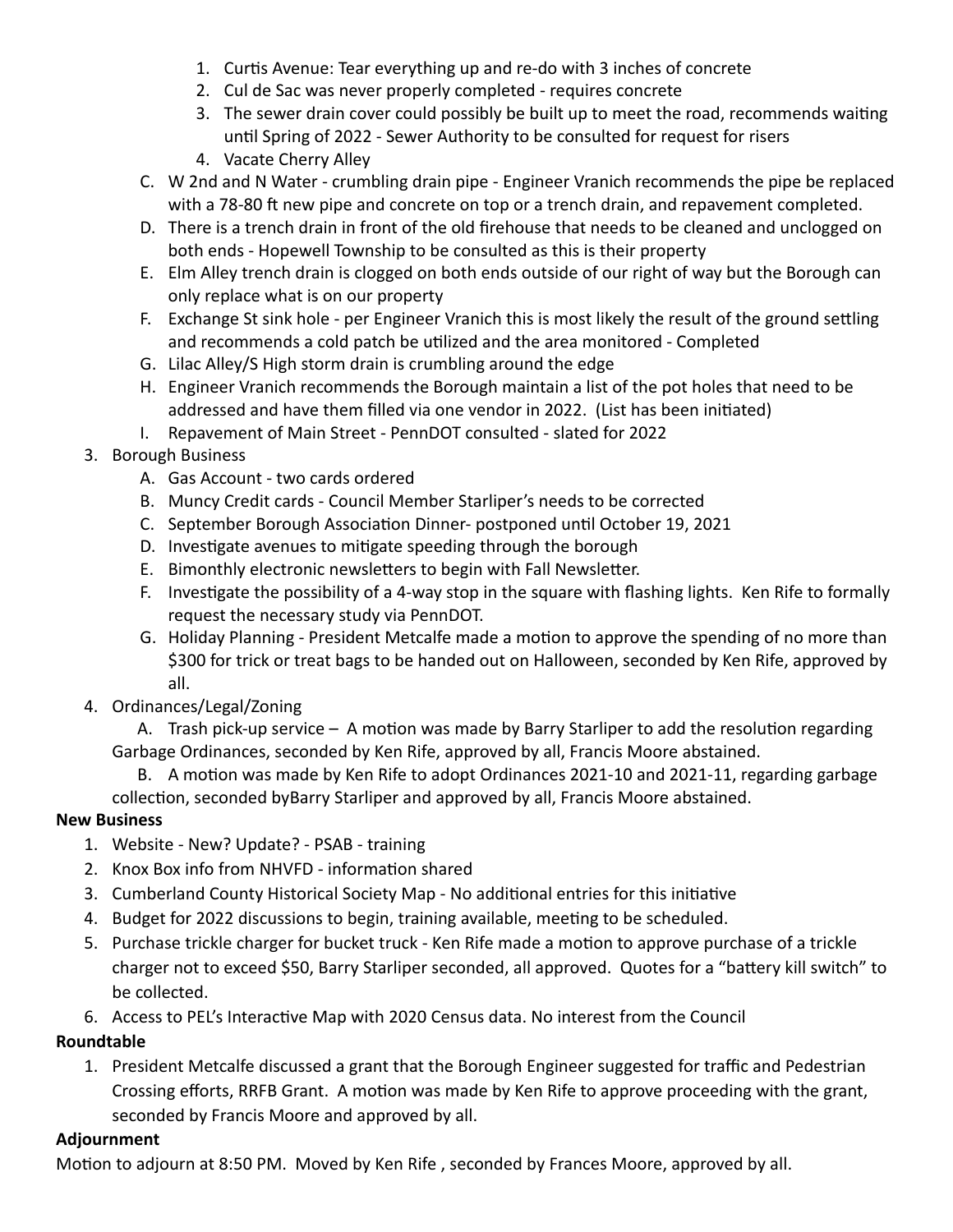1. Curtis Avenue: Tear everything up and re-do with 3 inches of concrete
      2. Cul de Sac was never properly completed - requires concrete
      3. The sewer drain cover could possibly be built up to meet the road, recommends waiting until Spring of 2022 - Sewer Authority to be consulted for request for risers
      4. Vacate Cherry Alley
   C. W 2nd and N Water - crumbling drain pipe - Engineer Vranich recommends the pipe be replaced with a 78-80 ft new pipe and concrete on top or a trench drain, and repavement completed.
   D. There is a trench drain in front of the old firehouse that needs to be cleaned and unclogged on both ends - Hopewell Township to be consulted as this is their property
   E. Elm Alley trench drain is clogged on both ends outside of our right of way but the Borough can only replace what is on our property
   F. Exchange St sink hole - per Engineer Vranich this is most likely the result of the ground settling and recommends a cold patch be utilized and the area monitored - Completed
   G. Lilac Alley/S High storm drain is crumbling around the edge
   H. Engineer Vranich recommends the Borough maintain a list of the pot holes that need to be addressed and have them filled via one vendor in 2022. (List has been initiated)
   I. Repavement of Main Street - PennDOT consulted - slated for 2022
3. Borough Business
   A. Gas Account - two cards ordered
   B. Muncy Credit cards - Council Member Starliper's needs to be corrected
   C. September Borough Association Dinner- postponed until October 19, 2021
   D. Investigate avenues to mitigate speeding through the borough
   E. Bimonthly electronic newsletters to begin with Fall Newsletter.
   F. Investigate the possibility of a 4-way stop in the square with flashing lights. Ken Rife to formally request the necessary study via PennDOT.
   G. Holiday Planning - President Metcalfe made a motion to approve the spending of no more than $300 for trick or treat bags to be handed out on Halloween, seconded by Ken Rife, approved by all.
4. Ordinances/Legal/Zoning
   A. Trash pick-up service – A motion was made by Barry Starliper to add the resolution regarding Garbage Ordinances, seconded by Ken Rife, approved by all, Francis Moore abstained.
   B. A motion was made by Ken Rife to adopt Ordinances 2021-10 and 2021-11, regarding garbage collection, seconded byBarry Starliper and approved by all, Francis Moore abstained.

**New Business**

1. Website - New? Update? - PSAB - training
2. Knox Box info from NHVFD - information shared
3. Cumberland County Historical Society Map - No additional entries for this initiative
4. Budget for 2022 discussions to begin, training available, meeting to be scheduled.
5. Purchase trickle charger for bucket truck - Ken Rife made a motion to approve purchase of a trickle charger not to exceed $50, Barry Starliper seconded, all approved. Quotes for a "battery kill switch" to be collected.
6. Access to PEL's Interactive Map with 2020 Census data. No interest from the Council

**Roundtable**

1. President Metcalfe discussed a grant that the Borough Engineer suggested for traffic and Pedestrian Crossing efforts, RRFB Grant. A motion was made by Ken Rife to approve proceeding with the grant, seconded by Francis Moore and approved by all.

**Adjournment**

Motion to adjourn at 8:50 PM. Moved by Ken Rife , seconded by Frances Moore, approved by all.